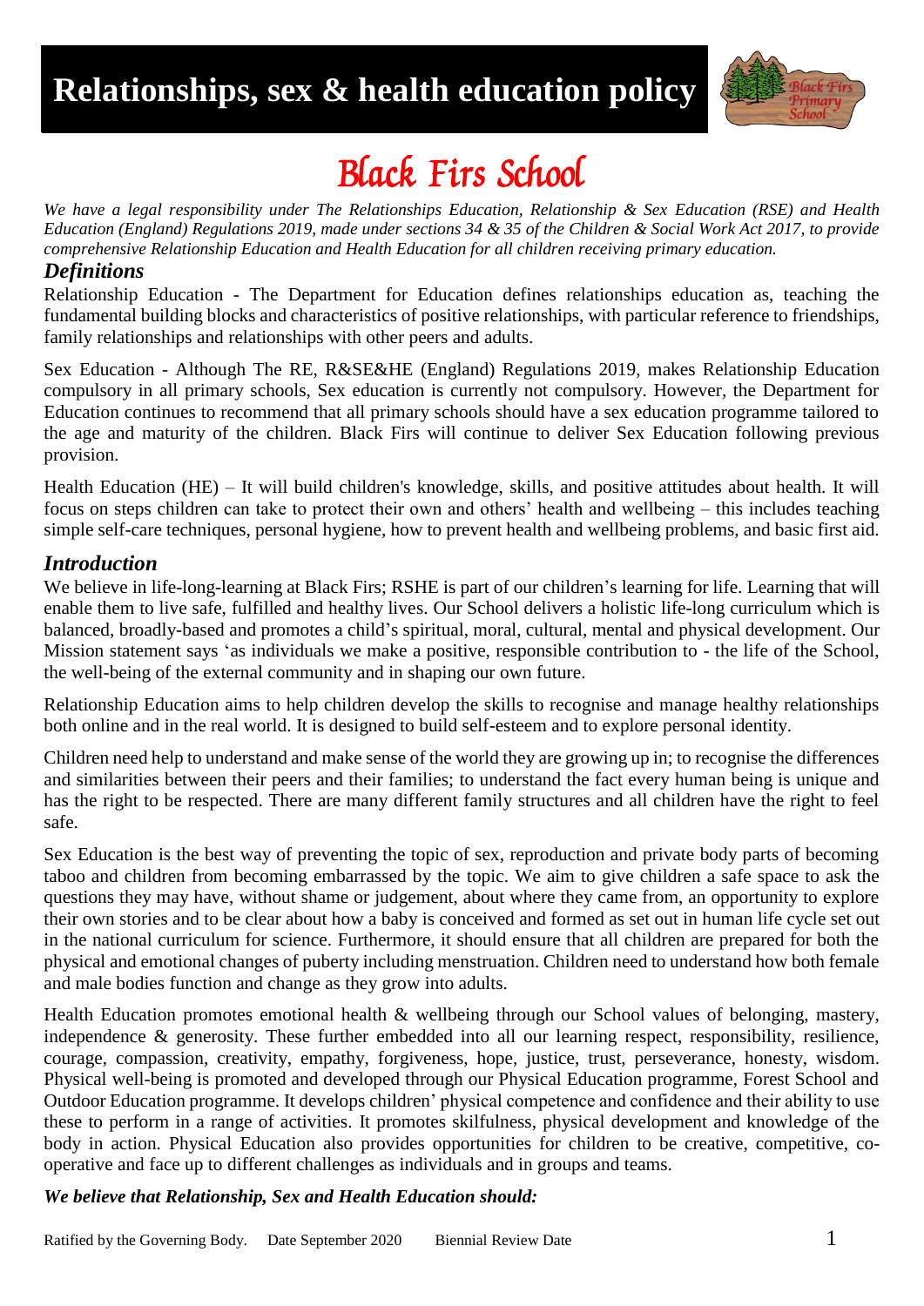# Relationships, sex & health education policy

## Black Firs School

*We have a legal responsibility under The Relationships Education, Relationship & Sex Education (RSE) and Health Education (England) Regulations 2019, made under sections 34 & 35 of the Children & Social Work Act 2017, to provide comprehensive Relationship Education and Health Education for all children receiving primary education.*

### Definitions

Relationship Education - The Department for Education defines relationships education as, teaching the fundamental building blocks and characteristics of positive relationships, with particular reference to friendships, family relationships and relationships with other peers and adults.

Sex Education - Although The RE, R&SE&HE (England) Regulations 2019, makes Relationship Education compulsory in all primary schools, Sex education is currently not compulsory. However, the Department for Education continues to recommend that all primary schools should have a sex education programme tailored to the age and maturity of the children. Black Firs will continue to deliver Sex Education following previous provision.

Health Education (HE) – It will build children's knowledge, skills, and positive attitudes about health. It will focus on steps children can take to protect their own and others' health and wellbeing – this includes teaching simple self-care techniques, personal hygiene, how to prevent health and wellbeing problems, and basic first aid.

### Introduction

We believe in life-long-learning at Black Firs; RSHE is part of our children's learning for life. Learning that will enable them to live safe, fulfilled and healthy lives. Our School delivers a holistic life-long curriculum which is balanced, broadly-based and promotes a child's spiritual, moral, cultural, mental and physical development. Our Mission statement says 'as individuals we make a positive, responsible contribution to - the life of the School, the well-being of the external community and in shaping our own future.

Relationship Education aims to help children develop the skills to recognise and manage healthy relationships both online and in the real world. It is designed to build self-esteem and to explore personal identity.

Children need help to understand and make sense of the world they are growing up in; to recognise the differences and similarities between their peers and their families; to understand the fact every human being is unique and has the right to be respected. There are many different family structures and all children have the right to feel safe.

Sex Education is the best way of preventing the topic of sex, reproduction and private body parts of becoming taboo and children from becoming embarrassed by the topic. We aim to give children a safe space to ask the questions they may have, without shame or judgement, about where they came from, an opportunity to explore their own stories and to be clear about how a baby is conceived and formed as set out in human life cycle set out in the national curriculum for science. Furthermore, it should ensure that all children are prepared for both the physical and emotional changes of puberty including menstruation. Children need to understand how both female and male bodies function and change as they grow into adults.

Health Education promotes emotional health & wellbeing through our School values of belonging, mastery, independence & generosity. These further embedded into all our learning respect, responsibility, resilience, courage, compassion, creativity, empathy, forgiveness, hope, justice, trust, perseverance, honesty, wisdom. Physical well-being is promoted and developed through our Physical Education programme, Forest School and Outdoor Education programme. It develops children' physical competence and confidence and their ability to use these to perform in a range of activities. It promotes skilfulness, physical development and knowledge of the body in action. Physical Education also provides opportunities for children to be creative, competitive, co-operative and face up to different challenges as individuals and in groups and teams.

***We believe that Relationship, Sex and Health Education should:***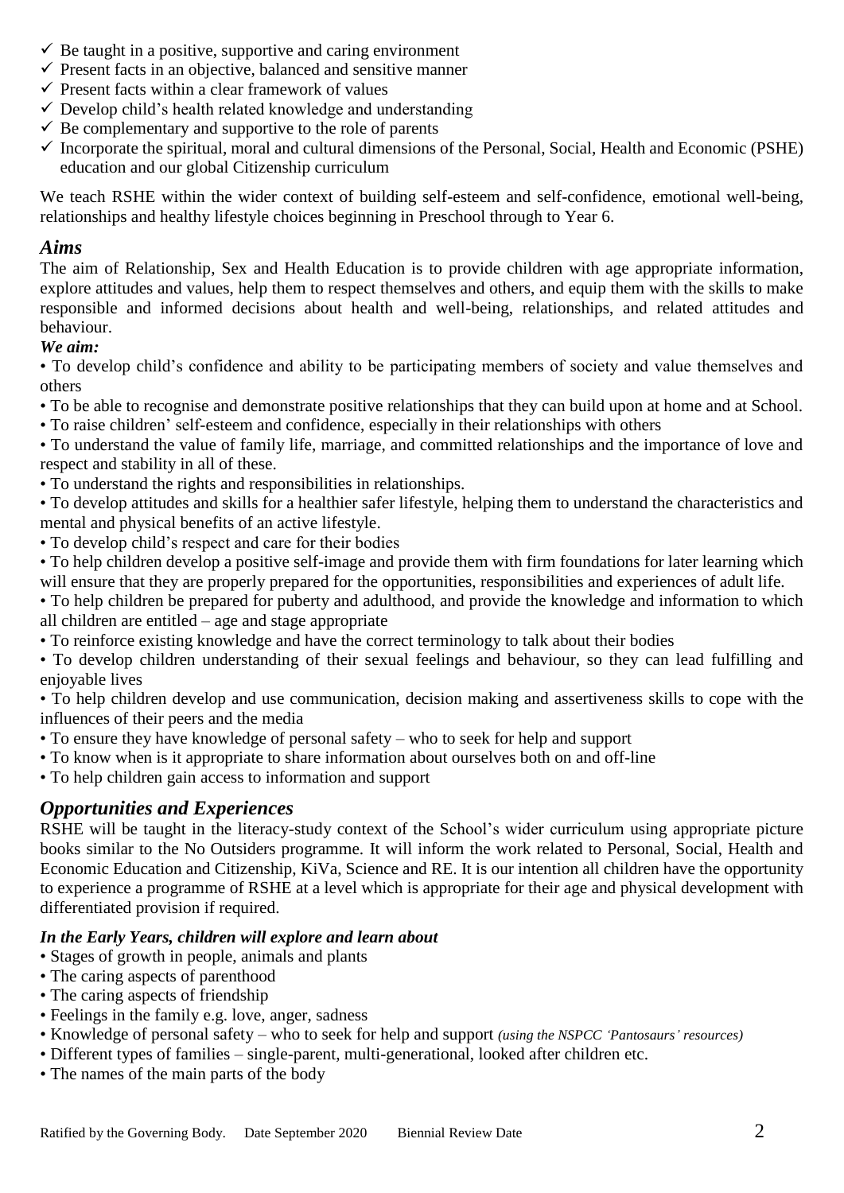- ✓ Be taught in a positive, supportive and caring environment
- ✓ Present facts in an objective, balanced and sensitive manner
- ✓ Present facts within a clear framework of values
- ✓ Develop child's health related knowledge and understanding
- ✓ Be complementary and supportive to the role of parents
- ✓ Incorporate the spiritual, moral and cultural dimensions of the Personal, Social, Health and Economic (PSHE) education and our global Citizenship curriculum

We teach RSHE within the wider context of building self-esteem and self-confidence, emotional well-being, relationships and healthy lifestyle choices beginning in Preschool through to Year 6.

## *Aims*

The aim of Relationship, Sex and Health Education is to provide children with age appropriate information, explore attitudes and values, help them to respect themselves and others, and equip them with the skills to make responsible and informed decisions about health and well-being, relationships, and related attitudes and behaviour.

***We aim:***

- To develop child's confidence and ability to be participating members of society and value themselves and others
- To be able to recognise and demonstrate positive relationships that they can build upon at home and at School.
- To raise children' self-esteem and confidence, especially in their relationships with others
- To understand the value of family life, marriage, and committed relationships and the importance of love and respect and stability in all of these.
- To understand the rights and responsibilities in relationships.
- To develop attitudes and skills for a healthier safer lifestyle, helping them to understand the characteristics and mental and physical benefits of an active lifestyle.
- To develop child's respect and care for their bodies
- To help children develop a positive self-image and provide them with firm foundations for later learning which will ensure that they are properly prepared for the opportunities, responsibilities and experiences of adult life.
- To help children be prepared for puberty and adulthood, and provide the knowledge and information to which all children are entitled – age and stage appropriate
- To reinforce existing knowledge and have the correct terminology to talk about their bodies
- To develop children understanding of their sexual feelings and behaviour, so they can lead fulfilling and enjoyable lives
- To help children develop and use communication, decision making and assertiveness skills to cope with the influences of their peers and the media
- To ensure they have knowledge of personal safety – who to seek for help and support
- To know when is it appropriate to share information about ourselves both on and off-line
- To help children gain access to information and support

## *Opportunities and Experiences*

RSHE will be taught in the literacy-study context of the School's wider curriculum using appropriate picture books similar to the No Outsiders programme. It will inform the work related to Personal, Social, Health and Economic Education and Citizenship, KiVa, Science and RE. It is our intention all children have the opportunity to experience a programme of RSHE at a level which is appropriate for their age and physical development with differentiated provision if required.

***In the Early Years, children will explore and learn about***

- Stages of growth in people, animals and plants
- The caring aspects of parenthood
- The caring aspects of friendship
- Feelings in the family e.g. love, anger, sadness
- Knowledge of personal safety – who to seek for help and support *(using the NSPCC 'Pantosaurs' resources)*
- Different types of families – single-parent, multi-generational, looked after children etc.
- The names of the main parts of the body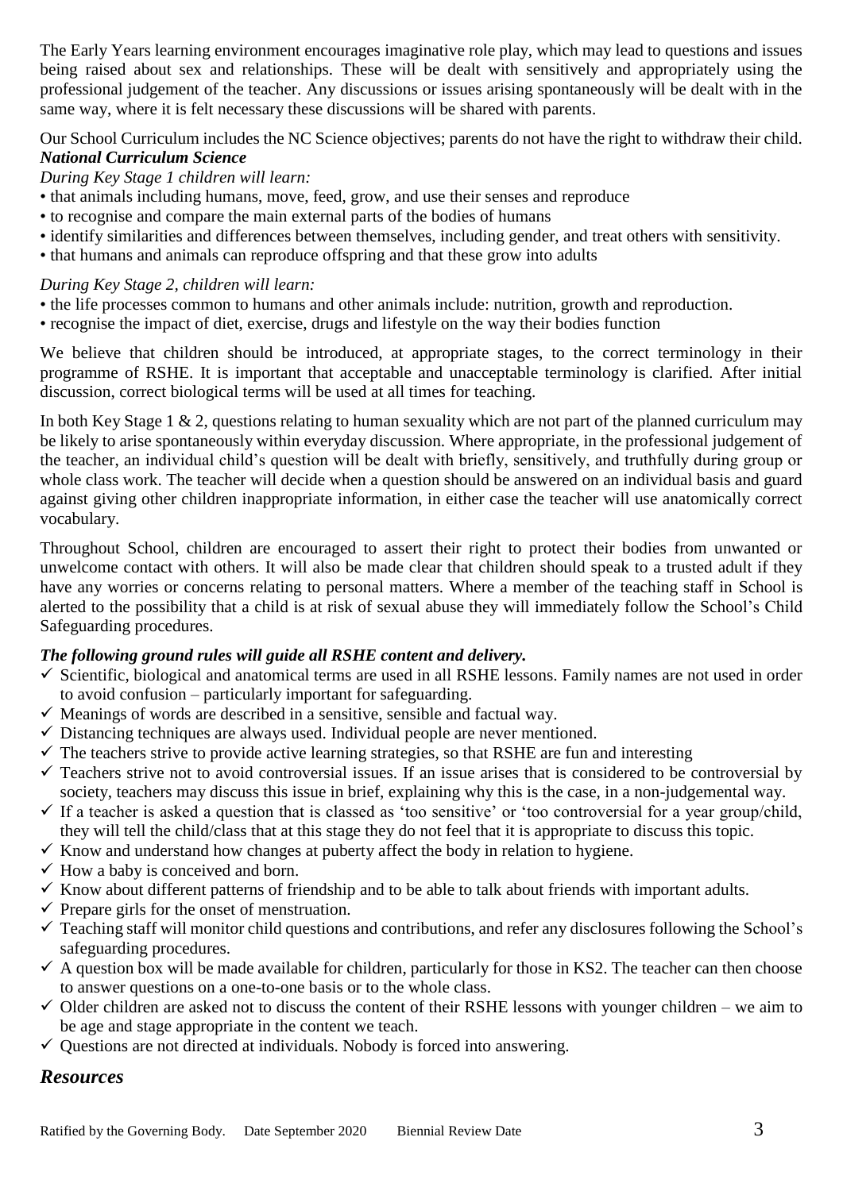The Early Years learning environment encourages imaginative role play, which may lead to questions and issues being raised about sex and relationships. These will be dealt with sensitively and appropriately using the professional judgement of the teacher. Any discussions or issues arising spontaneously will be dealt with in the same way, where it is felt necessary these discussions will be shared with parents.

Our School Curriculum includes the NC Science objectives; parents do not have the right to withdraw their child.

***National Curriculum Science***

*During Key Stage 1 children will learn:*

- that animals including humans, move, feed, grow, and use their senses and reproduce
- to recognise and compare the main external parts of the bodies of humans
- identify similarities and differences between themselves, including gender, and treat others with sensitivity.
- that humans and animals can reproduce offspring and that these grow into adults

*During Key Stage 2, children will learn:*

- the life processes common to humans and other animals include: nutrition, growth and reproduction.
- recognise the impact of diet, exercise, drugs and lifestyle on the way their bodies function

We believe that children should be introduced, at appropriate stages, to the correct terminology in their programme of RSHE. It is important that acceptable and unacceptable terminology is clarified. After initial discussion, correct biological terms will be used at all times for teaching.

In both Key Stage 1 & 2, questions relating to human sexuality which are not part of the planned curriculum may be likely to arise spontaneously within everyday discussion. Where appropriate, in the professional judgement of the teacher, an individual child's question will be dealt with briefly, sensitively, and truthfully during group or whole class work. The teacher will decide when a question should be answered on an individual basis and guard against giving other children inappropriate information, in either case the teacher will use anatomically correct vocabulary.

Throughout School, children are encouraged to assert their right to protect their bodies from unwanted or unwelcome contact with others. It will also be made clear that children should speak to a trusted adult if they have any worries or concerns relating to personal matters. Where a member of the teaching staff in School is alerted to the possibility that a child is at risk of sexual abuse they will immediately follow the School's Child Safeguarding procedures.

***The following ground rules will guide all RSHE content and delivery.***

- ✓ Scientific, biological and anatomical terms are used in all RSHE lessons. Family names are not used in order to avoid confusion – particularly important for safeguarding.
- ✓ Meanings of words are described in a sensitive, sensible and factual way.
- ✓ Distancing techniques are always used. Individual people are never mentioned.
- ✓ The teachers strive to provide active learning strategies, so that RSHE are fun and interesting
- ✓ Teachers strive not to avoid controversial issues. If an issue arises that is considered to be controversial by society, teachers may discuss this issue in brief, explaining why this is the case, in a non-judgemental way.
- ✓ If a teacher is asked a question that is classed as 'too sensitive' or 'too controversial for a year group/child, they will tell the child/class that at this stage they do not feel that it is appropriate to discuss this topic.
- ✓ Know and understand how changes at puberty affect the body in relation to hygiene.
- ✓ How a baby is conceived and born.
- ✓ Know about different patterns of friendship and to be able to talk about friends with important adults.
- ✓ Prepare girls for the onset of menstruation.
- ✓ Teaching staff will monitor child questions and contributions, and refer any disclosures following the School's safeguarding procedures.
- ✓ A question box will be made available for children, particularly for those in KS2. The teacher can then choose to answer questions on a one-to-one basis or to the whole class.
- ✓ Older children are asked not to discuss the content of their RSHE lessons with younger children – we aim to be age and stage appropriate in the content we teach.
- ✓ Questions are not directed at individuals. Nobody is forced into answering.

## *Resources*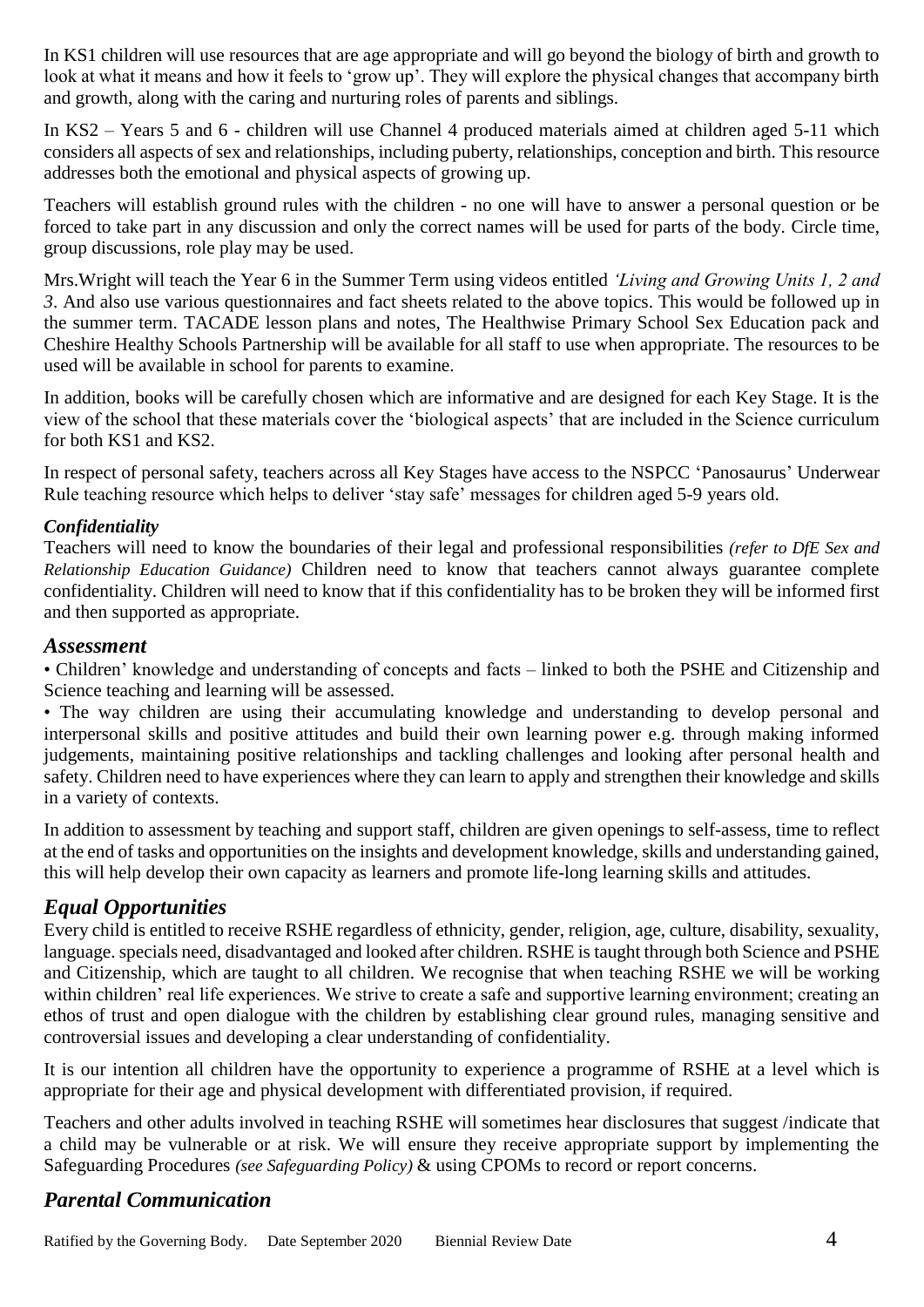In KS1 children will use resources that are age appropriate and will go beyond the biology of birth and growth to look at what it means and how it feels to 'grow up'. They will explore the physical changes that accompany birth and growth, along with the caring and nurturing roles of parents and siblings.

In KS2 – Years 5 and 6 - children will use Channel 4 produced materials aimed at children aged 5-11 which considers all aspects of sex and relationships, including puberty, relationships, conception and birth. This resource addresses both the emotional and physical aspects of growing up.

Teachers will establish ground rules with the children - no one will have to answer a personal question or be forced to take part in any discussion and only the correct names will be used for parts of the body. Circle time, group discussions, role play may be used.

Mrs.Wright will teach the Year 6 in the Summer Term using videos entitled *'Living and Growing Units 1, 2 and 3*. And also use various questionnaires and fact sheets related to the above topics. This would be followed up in the summer term. TACADE lesson plans and notes, The Healthwise Primary School Sex Education pack and Cheshire Healthy Schools Partnership will be available for all staff to use when appropriate. The resources to be used will be available in school for parents to examine.

In addition, books will be carefully chosen which are informative and are designed for each Key Stage. It is the view of the school that these materials cover the 'biological aspects' that are included in the Science curriculum for both KS1 and KS2.

In respect of personal safety, teachers across all Key Stages have access to the NSPCC 'Panosaurus' Underwear Rule teaching resource which helps to deliver 'stay safe' messages for children aged 5-9 years old.

***Confidentiality***

Teachers will need to know the boundaries of their legal and professional responsibilities *(refer to DfE Sex and Relationship Education Guidance)* Children need to know that teachers cannot always guarantee complete confidentiality. Children will need to know that if this confidentiality has to be broken they will be informed first and then supported as appropriate.

## *Assessment*

- Children' knowledge and understanding of concepts and facts – linked to both the PSHE and Citizenship and Science teaching and learning will be assessed.
- The way children are using their accumulating knowledge and understanding to develop personal and interpersonal skills and positive attitudes and build their own learning power e.g. through making informed judgements, maintaining positive relationships and tackling challenges and looking after personal health and safety. Children need to have experiences where they can learn to apply and strengthen their knowledge and skills in a variety of contexts.

In addition to assessment by teaching and support staff, children are given openings to self-assess, time to reflect at the end of tasks and opportunities on the insights and development knowledge, skills and understanding gained, this will help develop their own capacity as learners and promote life-long learning skills and attitudes.

## *Equal Opportunities*

Every child is entitled to receive RSHE regardless of ethnicity, gender, religion, age, culture, disability, sexuality, language. specials need, disadvantaged and looked after children. RSHE is taught through both Science and PSHE and Citizenship, which are taught to all children. We recognise that when teaching RSHE we will be working within children' real life experiences. We strive to create a safe and supportive learning environment; creating an ethos of trust and open dialogue with the children by establishing clear ground rules, managing sensitive and controversial issues and developing a clear understanding of confidentiality.

It is our intention all children have the opportunity to experience a programme of RSHE at a level which is appropriate for their age and physical development with differentiated provision, if required.

Teachers and other adults involved in teaching RSHE will sometimes hear disclosures that suggest /indicate that a child may be vulnerable or at risk. We will ensure they receive appropriate support by implementing the Safeguarding Procedures *(see Safeguarding Policy)* & using CPOMs to record or report concerns.

## *Parental Communication*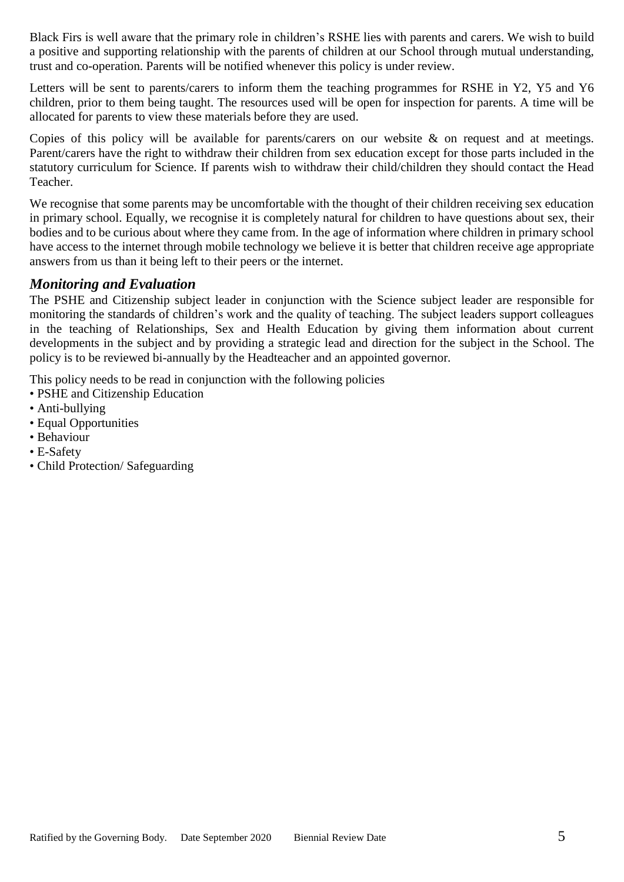Black Firs is well aware that the primary role in children's RSHE lies with parents and carers. We wish to build a positive and supporting relationship with the parents of children at our School through mutual understanding, trust and co-operation. Parents will be notified whenever this policy is under review.

Letters will be sent to parents/carers to inform them the teaching programmes for RSHE in Y2, Y5 and Y6 children, prior to them being taught. The resources used will be open for inspection for parents. A time will be allocated for parents to view these materials before they are used.

Copies of this policy will be available for parents/carers on our website & on request and at meetings. Parent/carers have the right to withdraw their children from sex education except for those parts included in the statutory curriculum for Science. If parents wish to withdraw their child/children they should contact the Head Teacher.

We recognise that some parents may be uncomfortable with the thought of their children receiving sex education in primary school. Equally, we recognise it is completely natural for children to have questions about sex, their bodies and to be curious about where they came from. In the age of information where children in primary school have access to the internet through mobile technology we believe it is better that children receive age appropriate answers from us than it being left to their peers or the internet.

### *Monitoring and Evaluation*

The PSHE and Citizenship subject leader in conjunction with the Science subject leader are responsible for monitoring the standards of children's work and the quality of teaching. The subject leaders support colleagues in the teaching of Relationships, Sex and Health Education by giving them information about current developments in the subject and by providing a strategic lead and direction for the subject in the School. The policy is to be reviewed bi-annually by the Headteacher and an appointed governor.

This policy needs to be read in conjunction with the following policies

- PSHE and Citizenship Education
- Anti-bullying
- Equal Opportunities
- Behaviour
- E-Safety
- Child Protection/ Safeguarding